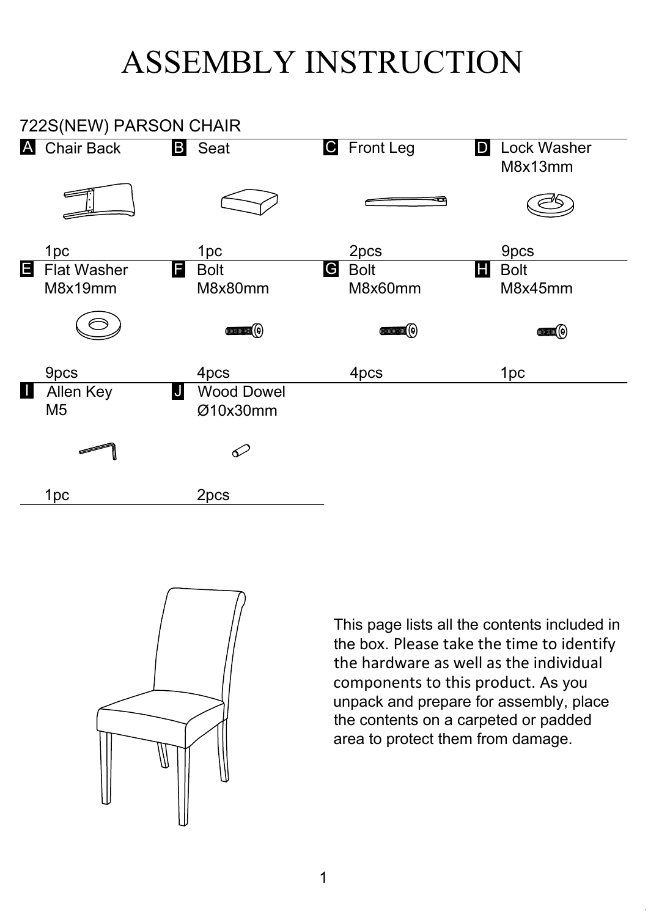# ASSEMBLY INSTRUCTION

## 722S(NEW) PARSON CHAIR

| | Part | | Part | | Part | | Part |
|---|---|---|---|---|---|---|---|
| A | Chair Back<br>1pc | B | Seat<br>1pc | C | Front Leg<br>2pcs | D | Lock Washer M8x13mm<br>9pcs |
| E | Flat Washer M8x19mm<br>9pcs | F | Bolt M8x80mm<br>4pcs | G | Bolt M8x60mm<br>4pcs | H | Bolt M8x45mm<br>1pc |
| I | Allen Key M5<br>1pc | J | Wood Dowel Ø10x30mm<br>2pcs | | | | |

This page lists all the contents included in the box. Please take the time to identify the hardware as well as the individual components to this product. As you unpack and prepare for assembly, place the contents on a carpeted or padded area to protect them from damage.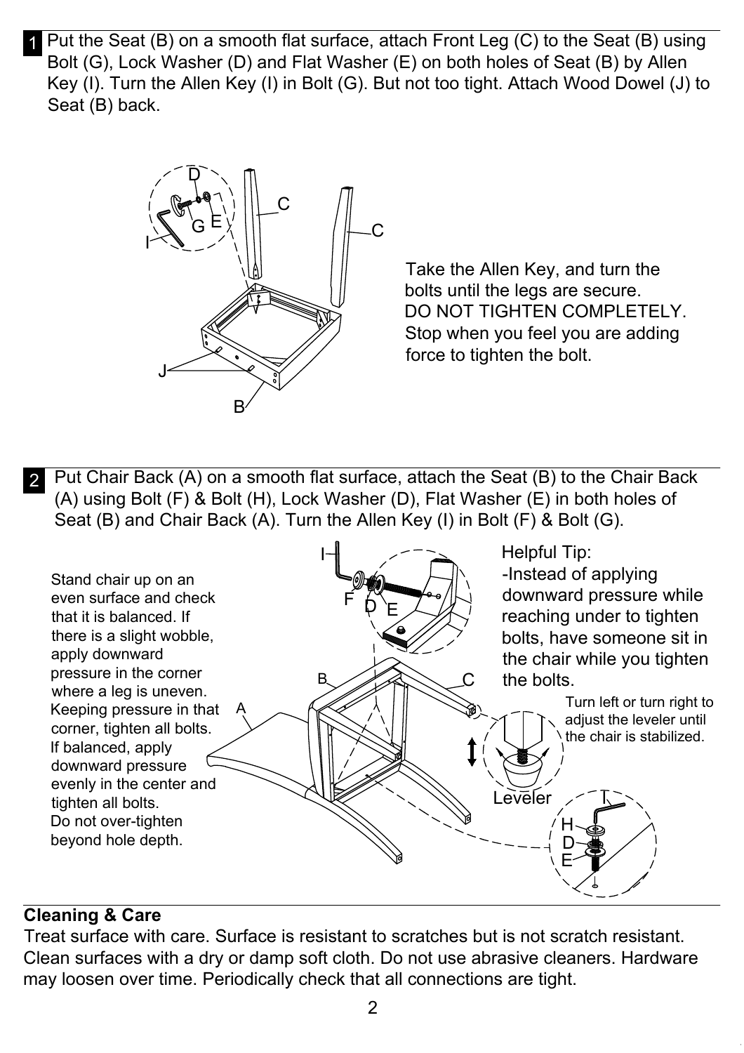**1** Put the Seat (B) on a smooth flat surface, attach Front Leg (C) to the Seat (B) using Bolt (G), Lock Washer (D) and Flat Washer (E) on both holes of Seat (B) by Allen Key (I). Turn the Allen Key (I) in Bolt (G). But not too tight. Attach Wood Dowel (J) to Seat (B) back.

D
C
G E
C
I

Take the Allen Key, and turn the bolts until the legs are secure.
DO NOT TIGHTEN COMPLETELY.
Stop when you feel you are adding force to tighten the bolt.

J
B

**2** Put Chair Back (A) on a smooth flat surface, attach the Seat (B) to the Chair Back (A) using Bolt (F) & Bolt (H), Lock Washer (D), Flat Washer (E) in both holes of Seat (B) and Chair Back (A). Turn the Allen Key (I) in Bolt (F) & Bolt (G).

Stand chair up on an even surface and check that it is balanced. If there is a slight wobble, apply downward pressure in the corner where a leg is uneven. Keeping pressure in that corner, tighten all bolts. If balanced, apply downward pressure evenly in the center and tighten all bolts.
Do not over-tighten beyond hole depth.

I
F D E
B
C
A

Helpful Tip:
-Instead of applying downward pressure while reaching under to tighten bolts, have someone sit in the chair while you tighten the bolts.

Turn left or turn right to adjust the leveler until the chair is stabilized.

Leveler
I
H
D
E

**Cleaning & Care**

Treat surface with care. Surface is resistant to scratches but is not scratch resistant. Clean surfaces with a dry or damp soft cloth. Do not use abrasive cleaners. Hardware may loosen over time. Periodically check that all connections are tight.